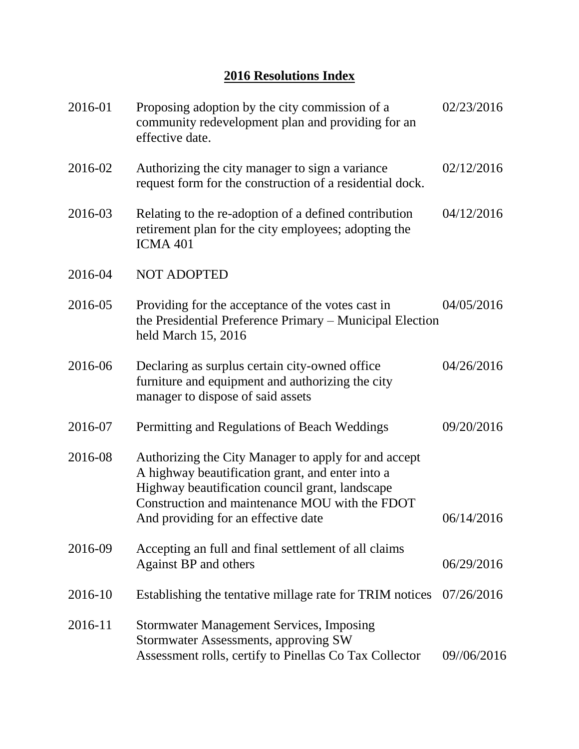# 2016 Resolutions Index

| | | |
|---|---|---|
| 2016-01 | Proposing adoption by the city commission of a community redevelopment plan and providing for an effective date. | 02/23/2016 |
| 2016-02 | Authorizing the city manager to sign a variance request form for the construction of a residential dock. | 02/12/2016 |
| 2016-03 | Relating to the re-adoption of a defined contribution retirement plan for the city employees; adopting the ICMA 401 | 04/12/2016 |
| 2016-04 | NOT ADOPTED | |
| 2016-05 | Providing for the acceptance of the votes cast in the Presidential Preference Primary – Municipal Election held March 15, 2016 | 04/05/2016 |
| 2016-06 | Declaring as surplus certain city-owned office furniture and equipment and authorizing the city manager to dispose of said assets | 04/26/2016 |
| 2016-07 | Permitting and Regulations of Beach Weddings | 09/20/2016 |
| 2016-08 | Authorizing the City Manager to apply for and accept A highway beautification grant, and enter into a Highway beautification council grant, landscape Construction and maintenance MOU with the FDOT And providing for an effective date | 06/14/2016 |
| 2016-09 | Accepting an full and final settlement of all claims Against BP and others | 06/29/2016 |
| 2016-10 | Establishing the tentative millage rate for TRIM notices | 07/26/2016 |
| 2016-11 | Stormwater Management Services, Imposing Stormwater Assessments, approving SW Assessment rolls, certify to Pinellas Co Tax Collector | 09//06/2016 |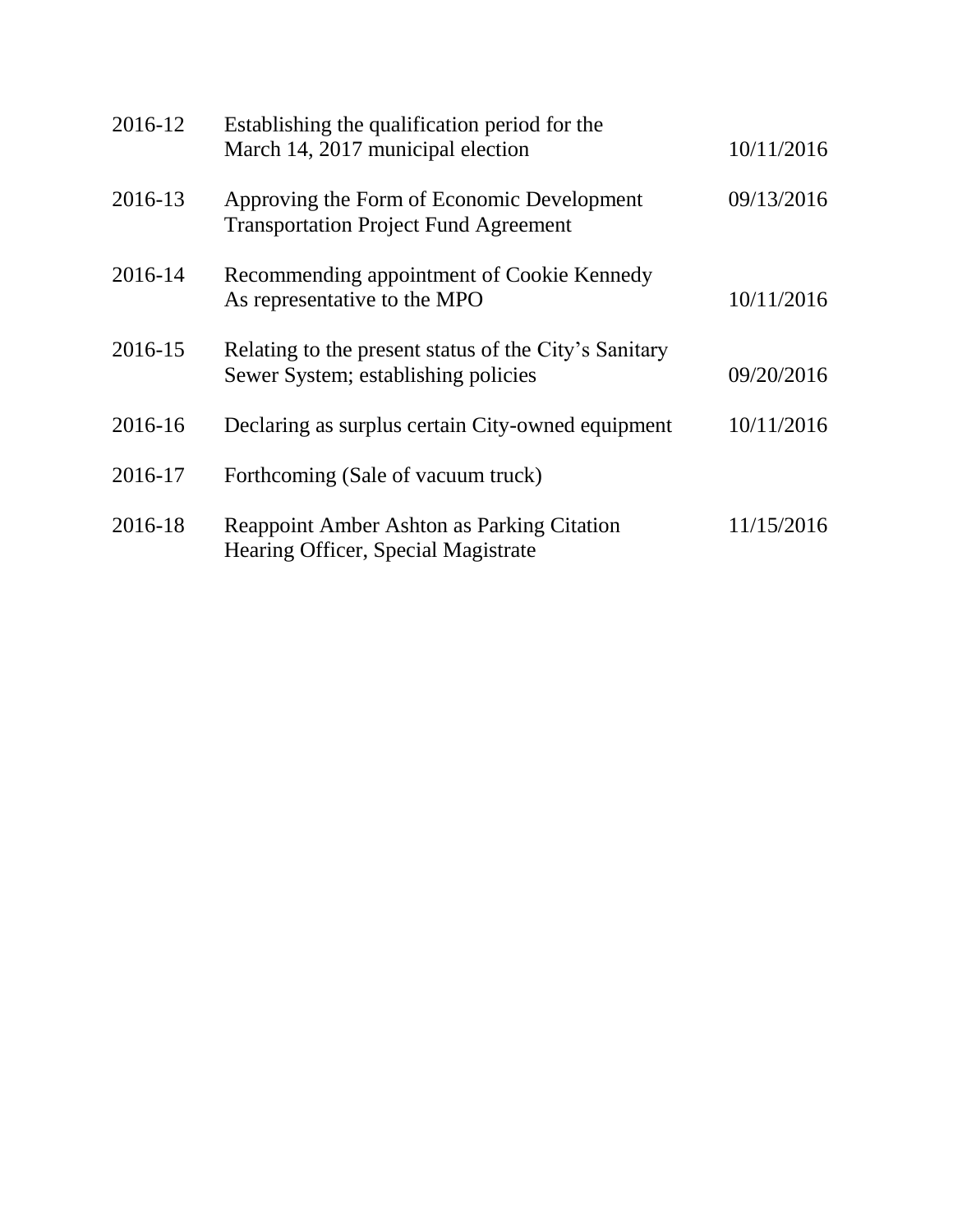| | | |
|---|---|---|
| 2016-12 | Establishing the qualification period for the March 14, 2017 municipal election | 10/11/2016 |
| 2016-13 | Approving the Form of Economic Development Transportation Project Fund Agreement | 09/13/2016 |
| 2016-14 | Recommending appointment of Cookie Kennedy As representative to the MPO | 10/11/2016 |
| 2016-15 | Relating to the present status of the City's Sanitary Sewer System; establishing policies | 09/20/2016 |
| 2016-16 | Declaring as surplus certain City-owned equipment | 10/11/2016 |
| 2016-17 | Forthcoming (Sale of vacuum truck) | |
| 2016-18 | Reappoint Amber Ashton as Parking Citation Hearing Officer, Special Magistrate | 11/15/2016 |